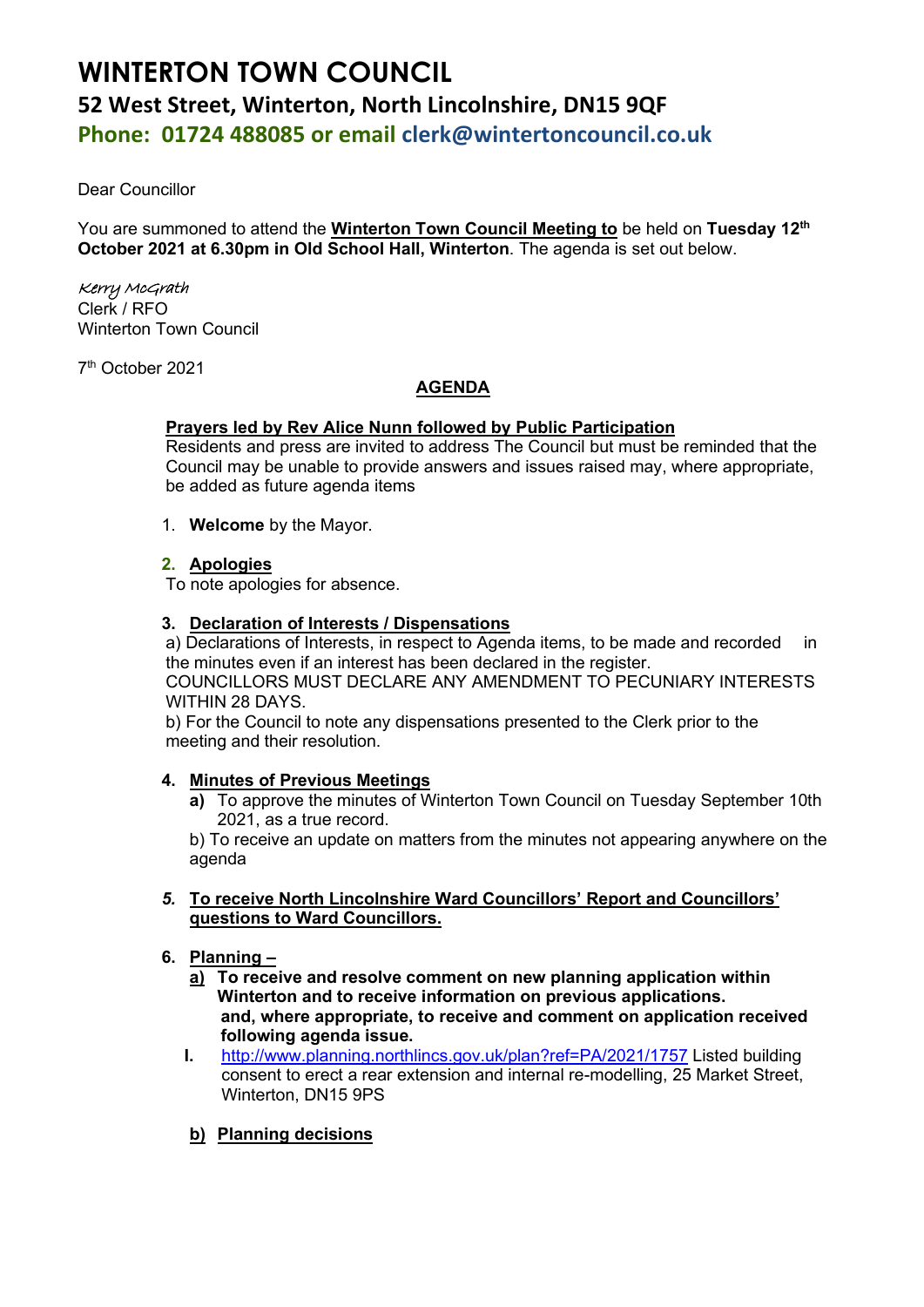# WINTERTON TOWN COUNCIL

## 52 West Street, Winterton, North Lincolnshire, DN15 9QF

### Phone: 01724 488085 or email clerk@wintertoncouncil.co.uk

Dear Councillor

You are summoned to attend the **Winterton Town Council Meeting to** be held on **Tuesday 12th October 2021 at 6.30pm in Old School Hall, Winterton**. The agenda is set out below.

*Kerry McGrath*
Clerk / RFO
Winterton Town Council

7th October 2021

**AGENDA**

**Prayers led by Rev Alice Nunn followed by Public Participation**
Residents and press are invited to address The Council but must be reminded that the Council may be unable to provide answers and issues raised may, where appropriate, be added as future agenda items

1. **Welcome** by the Mayor.

2. **Apologies**
To note apologies for absence.

3. **Declaration of Interests / Dispensations**
a) Declarations of Interests, in respect to Agenda items, to be made and recorded in the minutes even if an interest has been declared in the register.
COUNCILLORS MUST DECLARE ANY AMENDMENT TO PECUNIARY INTERESTS WITHIN 28 DAYS.
b) For the Council to note any dispensations presented to the Clerk prior to the meeting and their resolution.

4. **Minutes of Previous Meetings**
   **a)** To approve the minutes of Winterton Town Council on Tuesday September 10th 2021, as a true record.
   b) To receive an update on matters from the minutes not appearing anywhere on the agenda

5. ***To receive North Lincolnshire Ward Councillors' Report and Councillors' questions to Ward Councillors.***

6. **Planning –**
   **a) To receive and resolve comment on new planning application within Winterton and to receive information on previous applications. and, where appropriate, to receive and comment on application received following agenda issue.**
   **I.** http://www.planning.northlincs.gov.uk/plan?ref=PA/2021/1757 Listed building consent to erect a rear extension and internal re-modelling, 25 Market Street, Winterton, DN15 9PS

   **b) Planning decisions**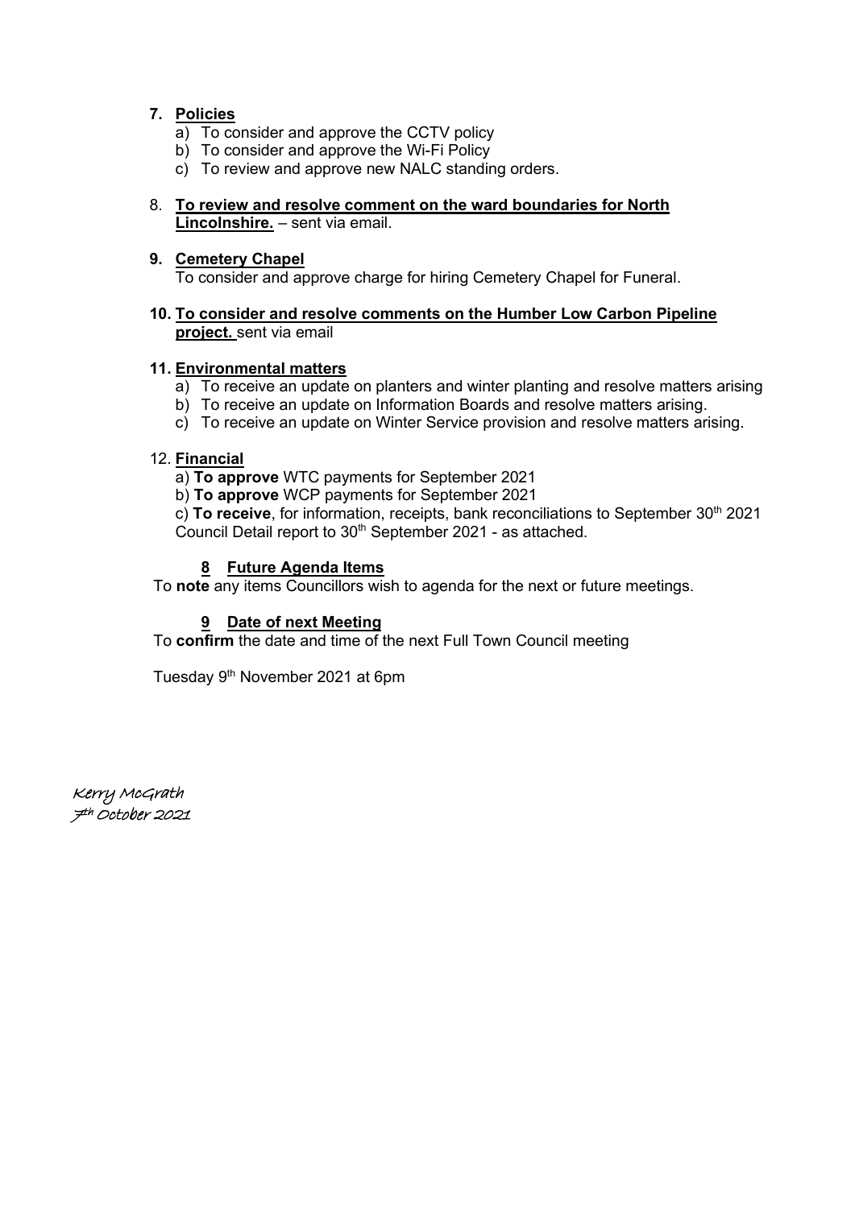7. **Policies**
   a) To consider and approve the CCTV policy
   b) To consider and approve the Wi-Fi Policy
   c) To review and approve new NALC standing orders.

8. **To review and resolve comment on the ward boundaries for North Lincolnshire.** – sent via email.

9. **Cemetery Chapel**
   To consider and approve charge for hiring Cemetery Chapel for Funeral.

10. **To consider and resolve comments on the Humber Low Carbon Pipeline project.** sent via email

11. **Environmental matters**
    a) To receive an update on planters and winter planting and resolve matters arising
    b) To receive an update on Information Boards and resolve matters arising.
    c) To receive an update on Winter Service provision and resolve matters arising.

12. **Financial**
    a) **To approve** WTC payments for September 2021
    b) **To approve** WCP payments for September 2021
    c) **To receive**, for information, receipts, bank reconciliations to September 30th 2021 Council Detail report to 30th September 2021 - as attached.

**8 Future Agenda Items**

To **note** any items Councillors wish to agenda for the next or future meetings.

**9 Date of next Meeting**

To **confirm** the date and time of the next Full Town Council meeting

Tuesday 9th November 2021 at 6pm

Kerry McGrath
7th October 2021